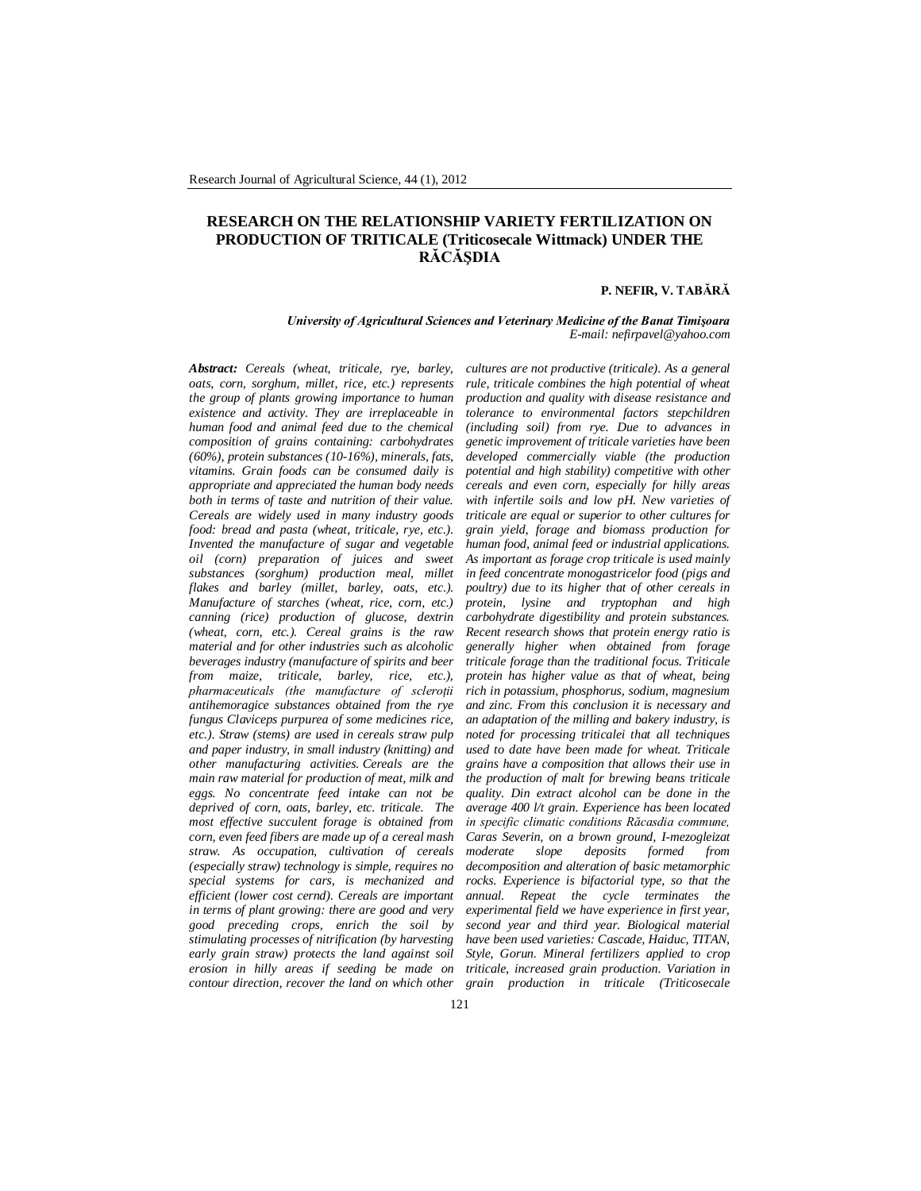# RESEARCH ON THE RELATIONSHIP VARIETY FERTILIZATION ON PRODUCTION OF TRITICALE (Triticosecale Wittmack) UNDER THE RĂCĂȘDIA

**P. NEFIR, V. TABĂRĂ**

*University of Agricultural Sciences and Veterinary Medicine of the Banat Timişoara*
*E-mail: nefirpavel@yahoo.com*

***Abstract:*** *Cereals (wheat, triticale, rye, barley, oats, corn, sorghum, millet, rice, etc.) represents the group of plants growing importance to human existence and activity. They are irreplaceable in human food and animal feed due to the chemical composition of grains containing: carbohydrates (60%), protein substances (10-16%), minerals, fats, vitamins. Grain foods can be consumed daily is appropriate and appreciated the human body needs both in terms of taste and nutrition of their value. Cereals are widely used in many industry goods food: bread and pasta (wheat, triticale, rye, etc.). Invented the manufacture of sugar and vegetable oil (corn) preparation of juices and sweet substances (sorghum) production meal, millet flakes and barley (millet, barley, oats, etc.). Manufacture of starches (wheat, rice, corn, etc.) canning (rice) production of glucose, dextrin (wheat, corn, etc.). Cereal grains is the raw material and for other industries such as alcoholic beverages industry (manufacture of spirits and beer from maize, triticale, barley, rice, etc.), pharmaceuticals (the manufacture of scleroții antihemoragice substances obtained from the rye fungus Claviceps purpurea of some medicines rice, etc.). Straw (stems) are used in cereals straw pulp and paper industry, in small industry (knitting) and other manufacturing activities. Cereals are the main raw material for production of meat, milk and eggs. No concentrate feed intake can not be deprived of corn, oats, barley, etc. triticale. The most effective succulent forage is obtained from corn, even feed fibers are made up of a cereal mash straw. As occupation, cultivation of cereals (especially straw) technology is simple, requires no special systems for cars, is mechanized and efficient (lower cost cernd). Cereals are important in terms of plant growing: there are good and very good preceding crops, enrich the soil by stimulating processes of nitrification (by harvesting early grain straw) protects the land against soil erosion in hilly areas if seeding be made on contour direction, recover the land on which other cultures are not productive (triticale). As a general rule, triticale combines the high potential of wheat production and quality with disease resistance and tolerance to environmental factors stepchildren (including soil) from rye. Due to advances in genetic improvement of triticale varieties have been developed commercially viable (the production potential and high stability) competitive with other cereals and even corn, especially for hilly areas with infertile soils and low pH. New varieties of triticale are equal or superior to other cultures for grain yield, forage and biomass production for human food, animal feed or industrial applications. As important as forage crop triticale is used mainly in feed concentrate monogastricelor food (pigs and poultry) due to its higher that of other cereals in protein, lysine and tryptophan and high carbohydrate digestibility and protein substances. Recent research shows that protein energy ratio is generally higher when obtained from forage triticale forage than the traditional focus. Triticale protein has higher value as that of wheat, being rich in potassium, phosphorus, sodium, magnesium and zinc. From this conclusion it is necessary and an adaptation of the milling and bakery industry, is noted for processing triticalei that all techniques used to date have been made for wheat. Triticale grains have a composition that allows their use in the production of malt for brewing beans triticale quality. Din extract alcohol can be done in the average 400 l/t grain. Experience has been located in specific climatic conditions Răcasdia commune, Caras Severin, on a brown ground, I-mezogleizat moderate slope deposits formed from decomposition and alteration of basic metamorphic rocks. Experience is bifactorial type, so that the annual. Repeat the cycle terminates the experimental field we have experience in first year, second year and third year. Biological material have been used varieties: Cascade, Haiduc, TITAN, Style, Gorun. Mineral fertilizers applied to crop triticale, increased grain production. Variation in grain production in triticale (Triticosecale*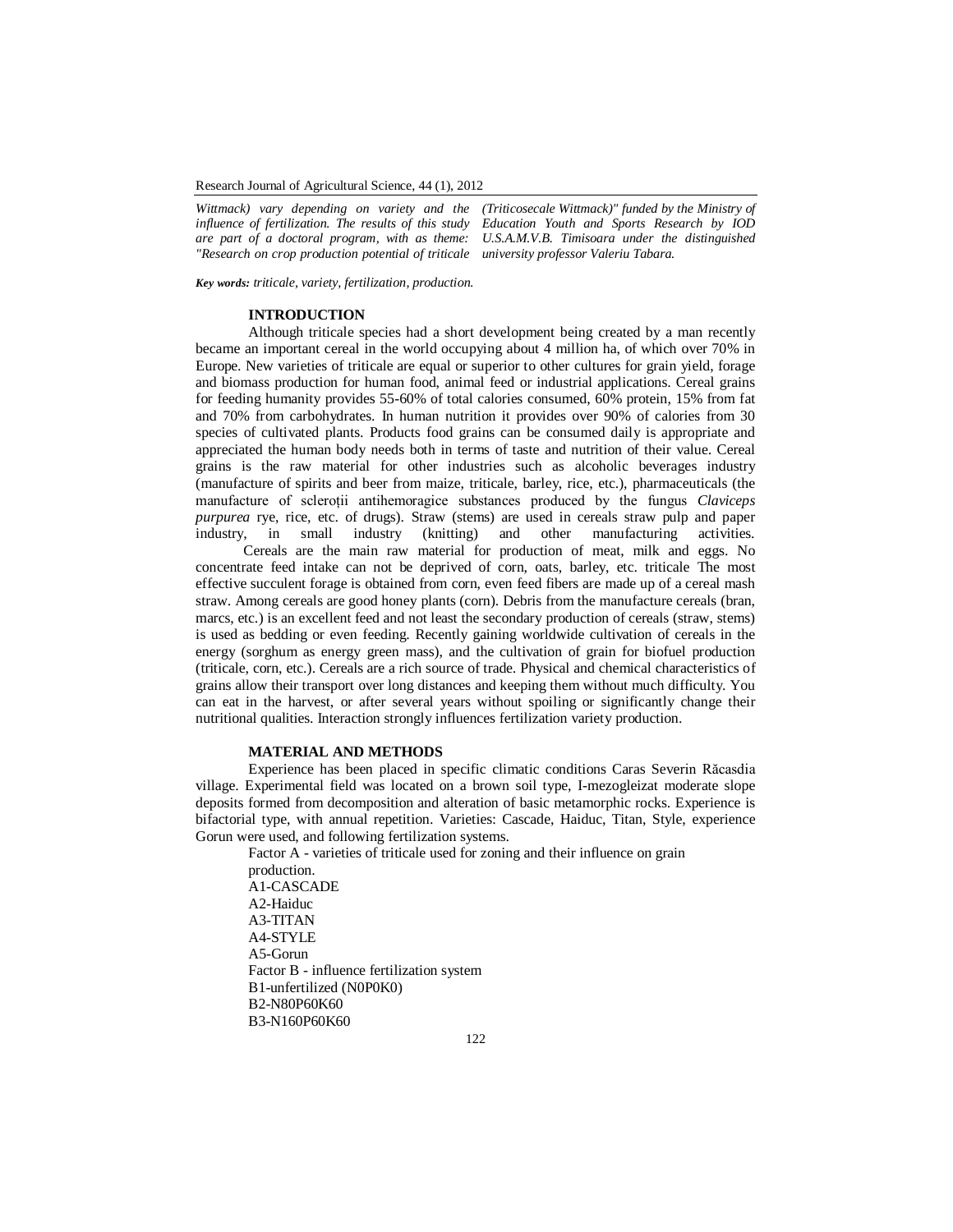*Wittmack) vary depending on variety and the influence of fertilization. The results of this study are part of a doctoral program, with as theme: "Research on crop production potential of triticale (Triticosecale Wittmack)" funded by the Ministry of Education Youth and Sports Research by IOD U.S.A.M.V.B. Timisoara under the distinguished university professor Valeriu Tabara.*

***Key words:*** *triticale, variety, fertilization, production.*

## INTRODUCTION

Although triticale species had a short development being created by a man recently became an important cereal in the world occupying about 4 million ha, of which over 70% in Europe. New varieties of triticale are equal or superior to other cultures for grain yield, forage and biomass production for human food, animal feed or industrial applications. Cereal grains for feeding humanity provides 55-60% of total calories consumed, 60% protein, 15% from fat and 70% from carbohydrates. In human nutrition it provides over 90% of calories from 30 species of cultivated plants. Products food grains can be consumed daily is appropriate and appreciated the human body needs both in terms of taste and nutrition of their value. Cereal grains is the raw material for other industries such as alcoholic beverages industry (manufacture of spirits and beer from maize, triticale, barley, rice, etc.), pharmaceuticals (the manufacture of scleroții antihemoragice substances produced by the fungus *Claviceps purpurea* rye, rice, etc. of drugs). Straw (stems) are used in cereals straw pulp and paper industry, in small industry (knitting) and other manufacturing activities.

Cereals are the main raw material for production of meat, milk and eggs. No concentrate feed intake can not be deprived of corn, oats, barley, etc. triticale The most effective succulent forage is obtained from corn, even feed fibers are made up of a cereal mash straw. Among cereals are good honey plants (corn). Debris from the manufacture cereals (bran, marcs, etc.) is an excellent feed and not least the secondary production of cereals (straw, stems) is used as bedding or even feeding. Recently gaining worldwide cultivation of cereals in the energy (sorghum as energy green mass), and the cultivation of grain for biofuel production (triticale, corn, etc.). Cereals are a rich source of trade. Physical and chemical characteristics of grains allow their transport over long distances and keeping them without much difficulty. You can eat in the harvest, or after several years without spoiling or significantly change their nutritional qualities. Interaction strongly influences fertilization variety production.

## MATERIAL AND METHODS

Experience has been placed in specific climatic conditions Caras Severin Răcasdia village. Experimental field was located on a brown soil type, I-mezogleizat moderate slope deposits formed from decomposition and alteration of basic metamorphic rocks. Experience is bifactorial type, with annual repetition. Varieties: Cascade, Haiduc, Titan, Style, experience Gorun were used, and following fertilization systems.

Factor A - varieties of triticale used for zoning and their influence on grain production.

A1-CASCADE
A2-Haiduc
A3-TITAN
A4-STYLE
A5-Gorun

Factor B - influence fertilization system

B1-unfertilized ($N_0P_0K_0$)
B2-$N_{80}P_{60}K_{60}$
B3-$N_{160}P_{60}K_{60}$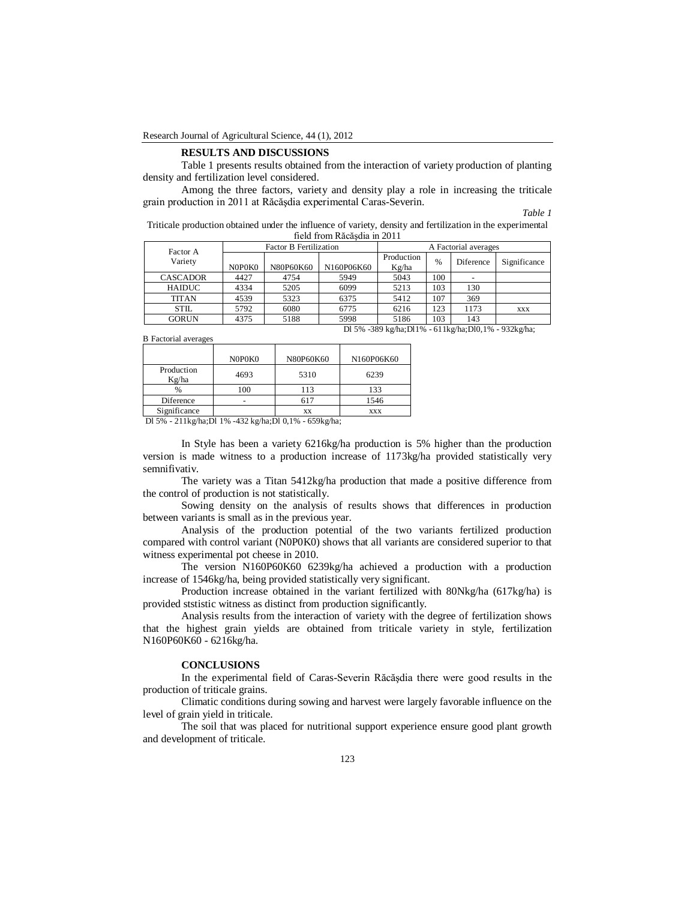## RESULTS AND DISCUSSIONS

Table 1 presents results obtained from the interaction of variety production of planting density and fertilization level considered.

Among the three factors, variety and density play a role in increasing the triticale grain production in 2011 at Răcăşdia experimental Caras-Severin.

*Table 1*

Triticale production obtained under the influence of variety, density and fertilization in the experimental field from Răcăşdia in 2011

| Factor A Variety | Factor B Fertilization | | | A Factorial averages | | | |
|---|---|---|---|---|---|---|---|
| | N0P0K0 | N80P60K60 | N160P06K60 | Production Kg/ha | % | Diference | Significance |
| CASCADOR | 4427 | 4754 | 5949 | 5043 | 100 | - | |
| HAIDUC | 4334 | 5205 | 6099 | 5213 | 103 | 130 | |
| TITAN | 4539 | 5323 | 6375 | 5412 | 107 | 369 | |
| STIL | 5792 | 6080 | 6775 | 6216 | 123 | 1173 | xxx |
| GORUN | 4375 | 5188 | 5998 | 5186 | 103 | 143 | |

Dl 5% -389 kg/ha;Dl1% - 611kg/ha;Dl0,1% - 932kg/ha;

B Factorial averages

| | N0P0K0 | N80P60K60 | N160P06K60 |
|---|---|---|---|
| Production Kg/ha | 4693 | 5310 | 6239 |
| % | 100 | 113 | 133 |
| Diference | - | 617 | 1546 |
| Significance | | xx | xxx |

Dl 5% - 211kg/ha;Dl 1% -432 kg/ha;Dl 0,1% - 659kg/ha;

In Style has been a variety 6216kg/ha production is 5% higher than the production version is made witness to a production increase of 1173kg/ha provided statistically very semnifivativ.

The variety was a Titan 5412kg/ha production that made a positive difference from the control of production is not statistically.

Sowing density on the analysis of results shows that differences in production between variants is small as in the previous year.

Analysis of the production potential of the two variants fertilized production compared with control variant (N0P0K0) shows that all variants are considered superior to that witness experimental pot cheese in 2010.

The version N160P60K60 6239kg/ha achieved a production with a production increase of 1546kg/ha, being provided statistically very significant.

Production increase obtained in the variant fertilized with 80Nkg/ha (617kg/ha) is provided ststistic witness as distinct from production significantly.

Analysis results from the interaction of variety with the degree of fertilization shows that the highest grain yields are obtained from triticale variety in style, fertilization N160P60K60 - 6216kg/ha.

## CONCLUSIONS

In the experimental field of Caras-Severin Răcăşdia there were good results in the production of triticale grains.

Climatic conditions during sowing and harvest were largely favorable influence on the level of grain yield in triticale.

The soil that was placed for nutritional support experience ensure good plant growth and development of triticale.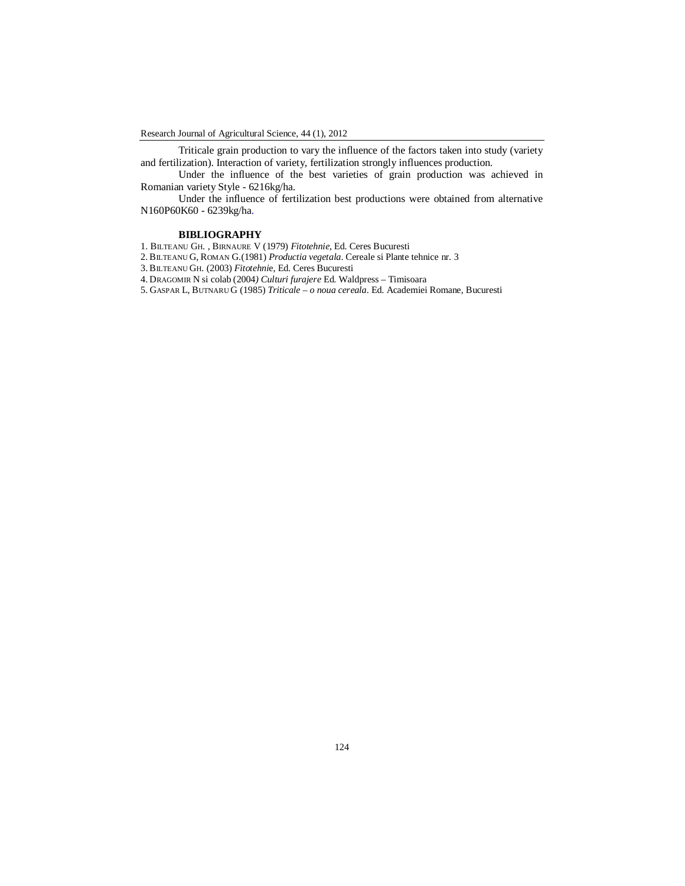Triticale grain production to vary the influence of the factors taken into study (variety and fertilization). Interaction of variety, fertilization strongly influences production.

Under the influence of the best varieties of grain production was achieved in Romanian variety Style - 6216kg/ha.

Under the influence of fertilization best productions were obtained from alternative N160P60K60 - 6239kg/ha.

## BIBLIOGRAPHY

1. BILTEANU GH. , BIRNAURE V (1979) *Fitotehnie*, Ed. Ceres Bucuresti
2. BILTEANU G, ROMAN G.(1981) *Productia vegetala*. Cereale si Plante tehnice nr. 3
3. BILTEANU GH. (2003) *Fitotehnie*, Ed. Ceres Bucuresti
4. DRAGOMIR N si colab (2004*) Culturi furajere* Ed. Waldpress – Timisoara
5. GASPAR L, BUTNARU G (1985) *Triticale – o noua cereala*. Ed. Academiei Romane, Bucuresti